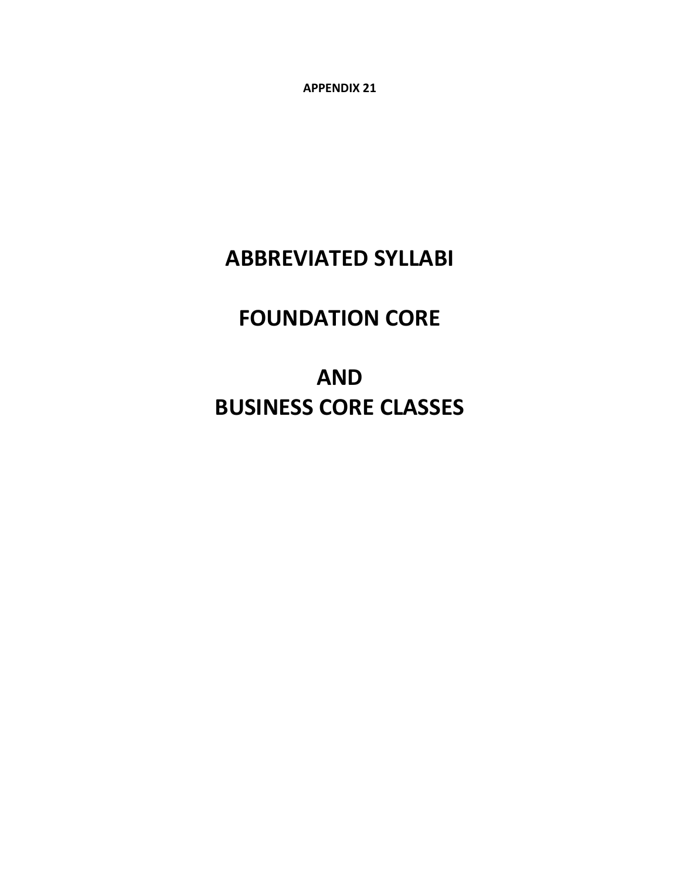**APPENDIX 21**

# ABBREVIATED SYLLABI

# FOUNDATION CORE

# AND
# BUSINESS CORE CLASSES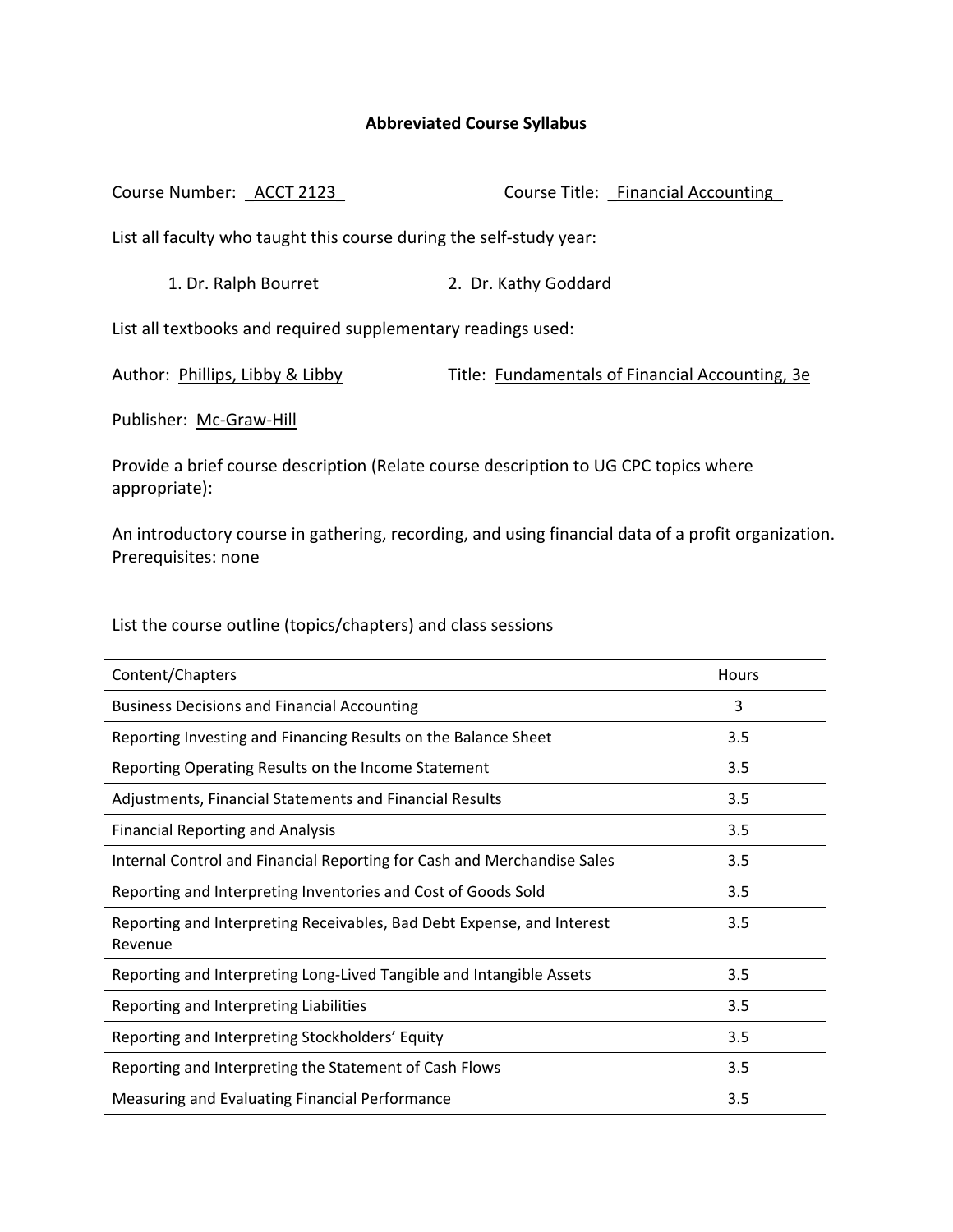# Abbreviated Course Syllabus

Course Number: ACCT 2123 Course Title: Financial Accounting

List all faculty who taught this course during the self-study year:

1. Dr. Ralph Bourret
2. Dr. Kathy Goddard

List all textbooks and required supplementary readings used:

Author: Phillips, Libby & Libby Title: Fundamentals of Financial Accounting, 3e

Publisher: Mc-Graw-Hill

Provide a brief course description (Relate course description to UG CPC topics where appropriate):

An introductory course in gathering, recording, and using financial data of a profit organization. Prerequisites: none

List the course outline (topics/chapters) and class sessions

| Content/Chapters | Hours |
|---|---|
| Business Decisions and Financial Accounting | 3 |
| Reporting Investing and Financing Results on the Balance Sheet | 3.5 |
| Reporting Operating Results on the Income Statement | 3.5 |
| Adjustments, Financial Statements and Financial Results | 3.5 |
| Financial Reporting and Analysis | 3.5 |
| Internal Control and Financial Reporting for Cash and Merchandise Sales | 3.5 |
| Reporting and Interpreting Inventories and Cost of Goods Sold | 3.5 |
| Reporting and Interpreting Receivables, Bad Debt Expense, and Interest Revenue | 3.5 |
| Reporting and Interpreting Long-Lived Tangible and Intangible Assets | 3.5 |
| Reporting and Interpreting Liabilities | 3.5 |
| Reporting and Interpreting Stockholders' Equity | 3.5 |
| Reporting and Interpreting the Statement of Cash Flows | 3.5 |
| Measuring and Evaluating Financial Performance | 3.5 |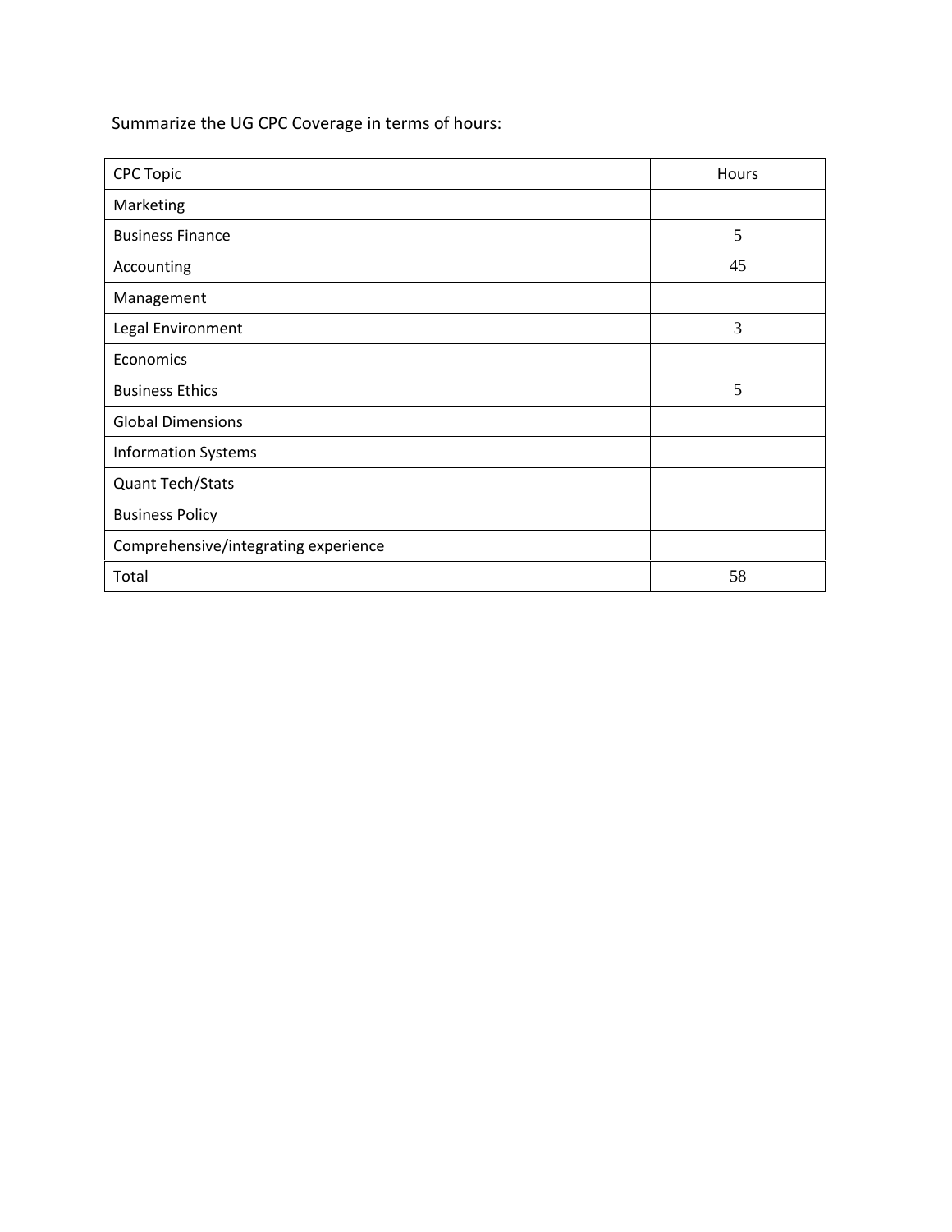Summarize the UG CPC Coverage in terms of hours:

| CPC Topic | Hours |
| --- | --- |
| Marketing | |
| Business Finance | 5 |
| Accounting | 45 |
| Management | |
| Legal Environment | 3 |
| Economics | |
| Business Ethics | 5 |
| Global Dimensions | |
| Information Systems | |
| Quant Tech/Stats | |
| Business Policy | |
| Comprehensive/integrating experience | |
| Total | 58 |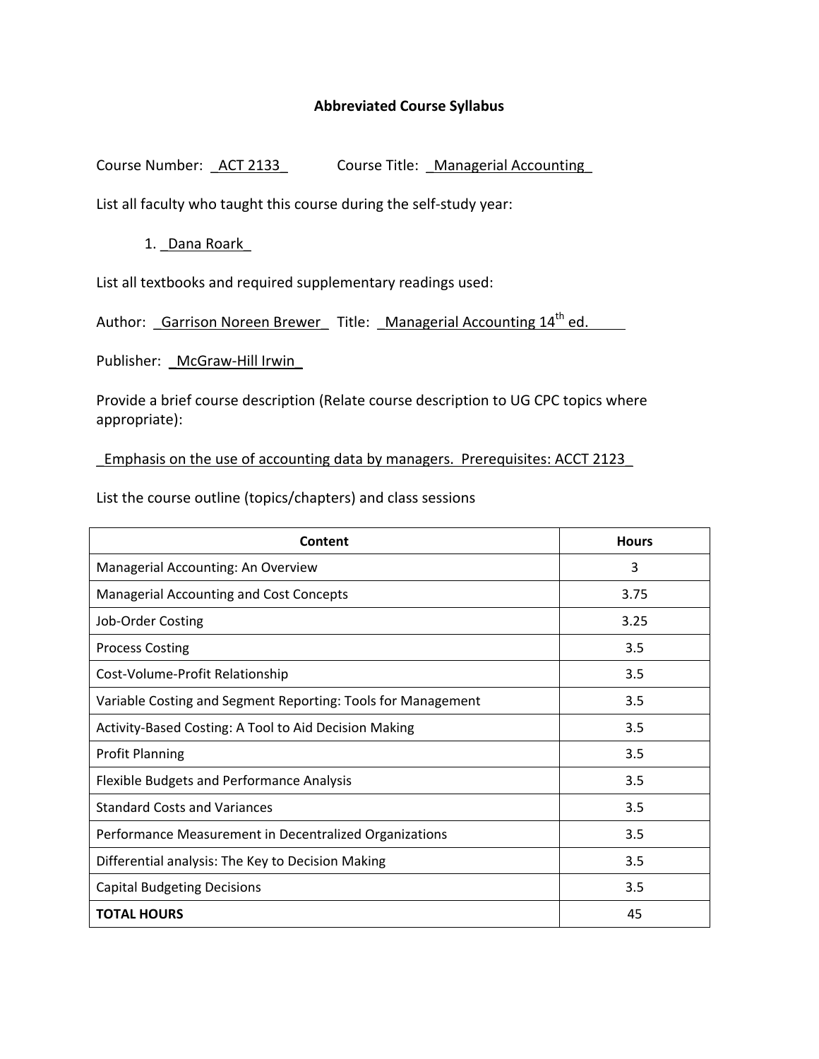## Abbreviated Course Syllabus

Course Number: _ACT 2133_ Course Title: _Managerial Accounting_

List all faculty who taught this course during the self-study year:

1. _Dana Roark_

List all textbooks and required supplementary readings used:

Author: _Garrison Noreen Brewer_ Title: _Managerial Accounting 14th ed._

Publisher: _McGraw-Hill Irwin_

Provide a brief course description (Relate course description to UG CPC topics where appropriate):

_Emphasis on the use of accounting data by managers. Prerequisites: ACCT 2123_

List the course outline (topics/chapters) and class sessions

| Content | Hours |
|---|---|
| Managerial Accounting: An Overview | 3 |
| Managerial Accounting and Cost Concepts | 3.75 |
| Job-Order Costing | 3.25 |
| Process Costing | 3.5 |
| Cost-Volume-Profit Relationship | 3.5 |
| Variable Costing and Segment Reporting: Tools for Management | 3.5 |
| Activity-Based Costing: A Tool to Aid Decision Making | 3.5 |
| Profit Planning | 3.5 |
| Flexible Budgets and Performance Analysis | 3.5 |
| Standard Costs and Variances | 3.5 |
| Performance Measurement in Decentralized Organizations | 3.5 |
| Differential analysis: The Key to Decision Making | 3.5 |
| Capital Budgeting Decisions | 3.5 |
| **TOTAL HOURS** | 45 |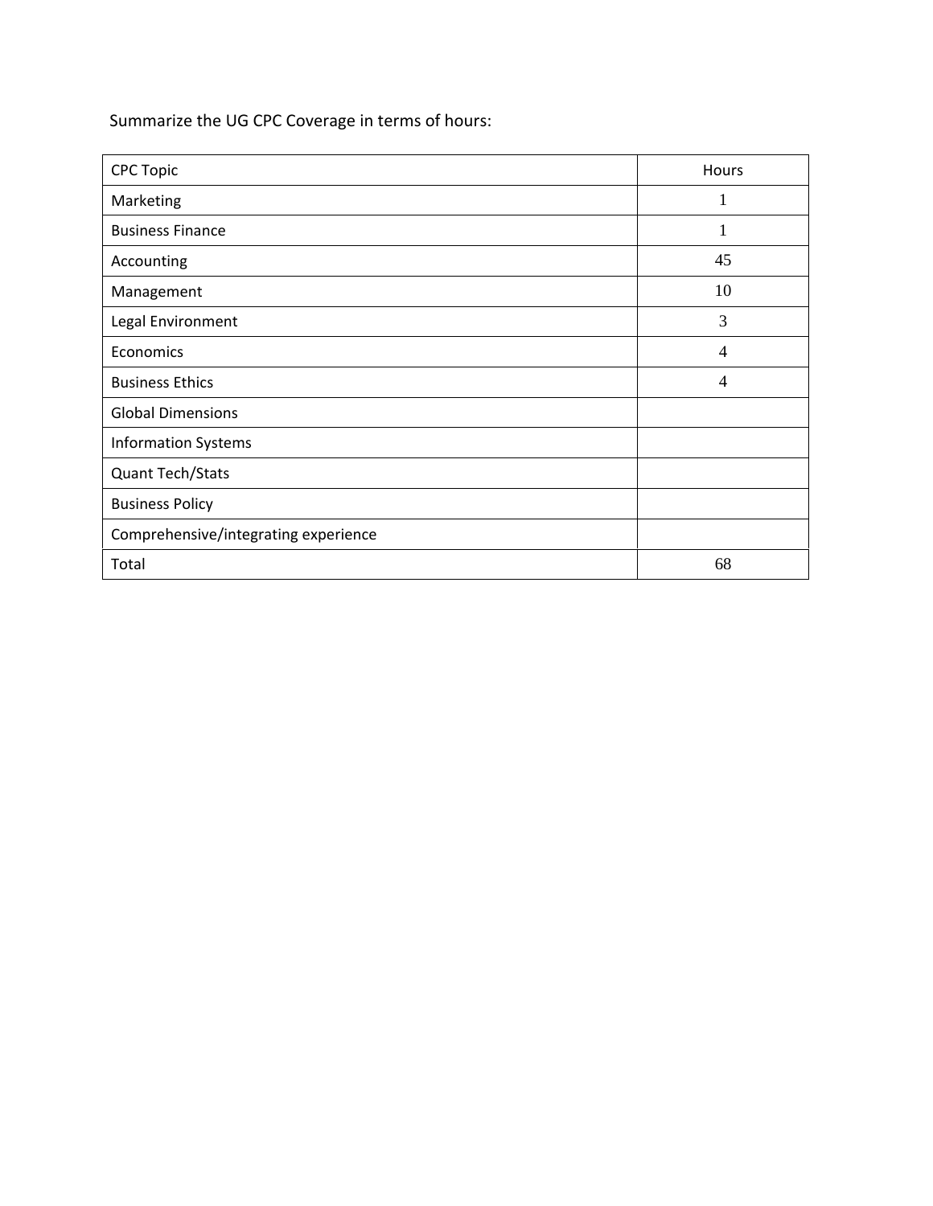Summarize the UG CPC Coverage in terms of hours:

| CPC Topic | Hours |
| --- | --- |
| Marketing | 1 |
| Business Finance | 1 |
| Accounting | 45 |
| Management | 10 |
| Legal Environment | 3 |
| Economics | 4 |
| Business Ethics | 4 |
| Global Dimensions | |
| Information Systems | |
| Quant Tech/Stats | |
| Business Policy | |
| Comprehensive/integrating experience | |
| Total | 68 |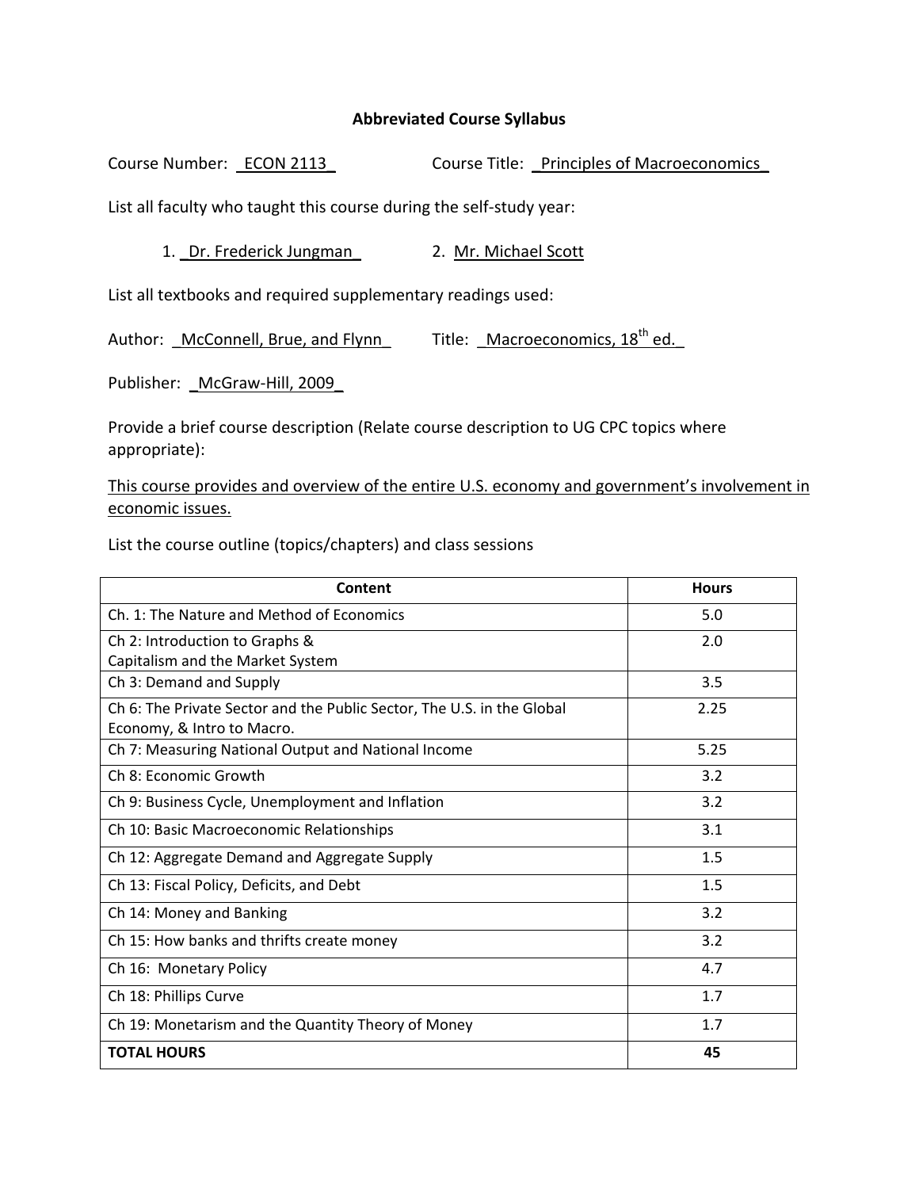**Abbreviated Course Syllabus**

Course Number: ECON 2113 Course Title: Principles of Macroeconomics

List all faculty who taught this course during the self-study year:

1. Dr. Frederick Jungman 2. Mr. Michael Scott

List all textbooks and required supplementary readings used:

Author: McConnell, Brue, and Flynn Title: Macroeconomics, 18th ed.

Publisher: McGraw-Hill, 2009

Provide a brief course description (Relate course description to UG CPC topics where appropriate):

This course provides and overview of the entire U.S. economy and government's involvement in economic issues.

List the course outline (topics/chapters) and class sessions

| Content | Hours |
|---|---|
| Ch. 1: The Nature and Method of Economics | 5.0 |
| Ch 2: Introduction to Graphs & Capitalism and the Market System | 2.0 |
| Ch 3: Demand and Supply | 3.5 |
| Ch 6: The Private Sector and the Public Sector, The U.S. in the Global Economy, & Intro to Macro. | 2.25 |
| Ch 7: Measuring National Output and National Income | 5.25 |
| Ch 8: Economic Growth | 3.2 |
| Ch 9: Business Cycle, Unemployment and Inflation | 3.2 |
| Ch 10: Basic Macroeconomic Relationships | 3.1 |
| Ch 12: Aggregate Demand and Aggregate Supply | 1.5 |
| Ch 13: Fiscal Policy, Deficits, and Debt | 1.5 |
| Ch 14: Money and Banking | 3.2 |
| Ch 15: How banks and thrifts create money | 3.2 |
| Ch 16: Monetary Policy | 4.7 |
| Ch 18: Phillips Curve | 1.7 |
| Ch 19: Monetarism and the Quantity Theory of Money | 1.7 |
| **TOTAL HOURS** | **45** |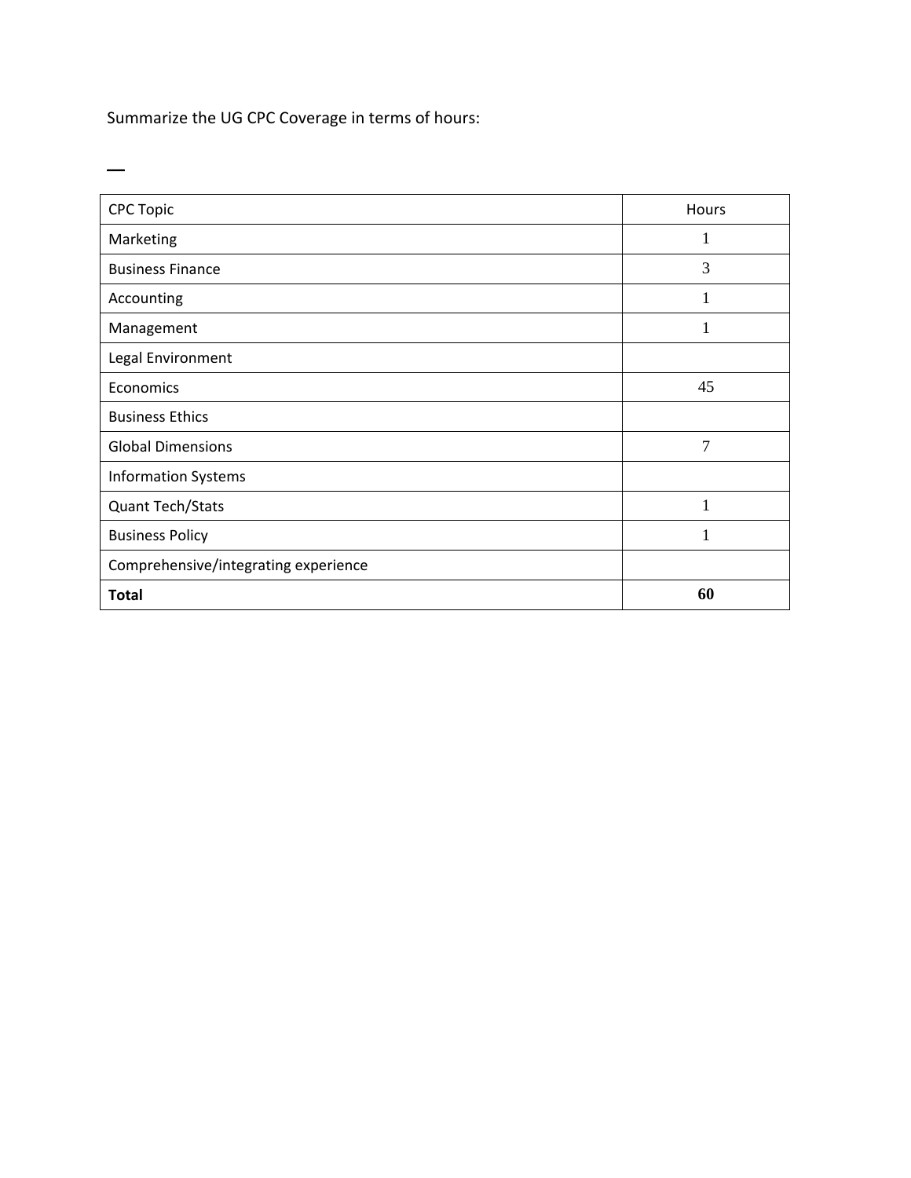Summarize the UG CPC Coverage in terms of hours:

—

| CPC Topic | Hours |
| --- | --- |
| Marketing | 1 |
| Business Finance | 3 |
| Accounting | 1 |
| Management | 1 |
| Legal Environment | |
| Economics | 45 |
| Business Ethics | |
| Global Dimensions | 7 |
| Information Systems | |
| Quant Tech/Stats | 1 |
| Business Policy | 1 |
| Comprehensive/integrating experience | |
| **Total** | **60** |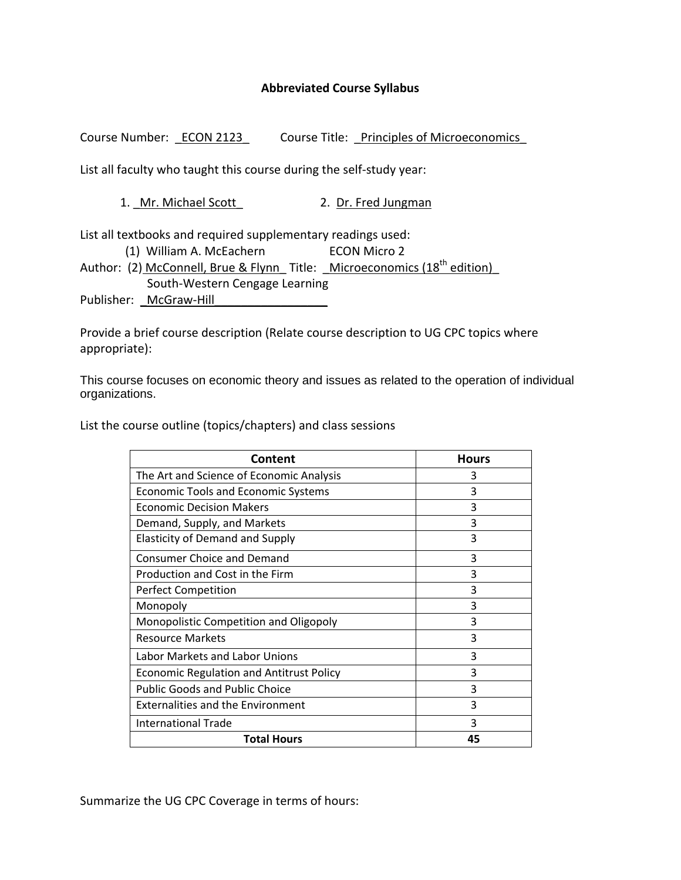**Abbreviated Course Syllabus**

Course Number: ECON 2123 Course Title: Principles of Microeconomics

List all faculty who taught this course during the self-study year:

1. Mr. Michael Scott 2. Dr. Fred Jungman

List all textbooks and required supplementary readings used:

(1) William A. McEachern ECON Micro 2
Author: (2) McConnell, Brue & Flynn Title: Microeconomics (18th edition)
South-Western Cengage Learning
Publisher: McGraw-Hill

Provide a brief course description (Relate course description to UG CPC topics where appropriate):

This course focuses on economic theory and issues as related to the operation of individual organizations.

List the course outline (topics/chapters) and class sessions

| Content | Hours |
|---|---|
| The Art and Science of Economic Analysis | 3 |
| Economic Tools and Economic Systems | 3 |
| Economic Decision Makers | 3 |
| Demand, Supply, and Markets | 3 |
| Elasticity of Demand and Supply | 3 |
| Consumer Choice and Demand | 3 |
| Production and Cost in the Firm | 3 |
| Perfect Competition | 3 |
| Monopoly | 3 |
| Monopolistic Competition and Oligopoly | 3 |
| Resource Markets | 3 |
| Labor Markets and Labor Unions | 3 |
| Economic Regulation and Antitrust Policy | 3 |
| Public Goods and Public Choice | 3 |
| Externalities and the Environment | 3 |
| International Trade | 3 |
| **Total Hours** | **45** |

Summarize the UG CPC Coverage in terms of hours: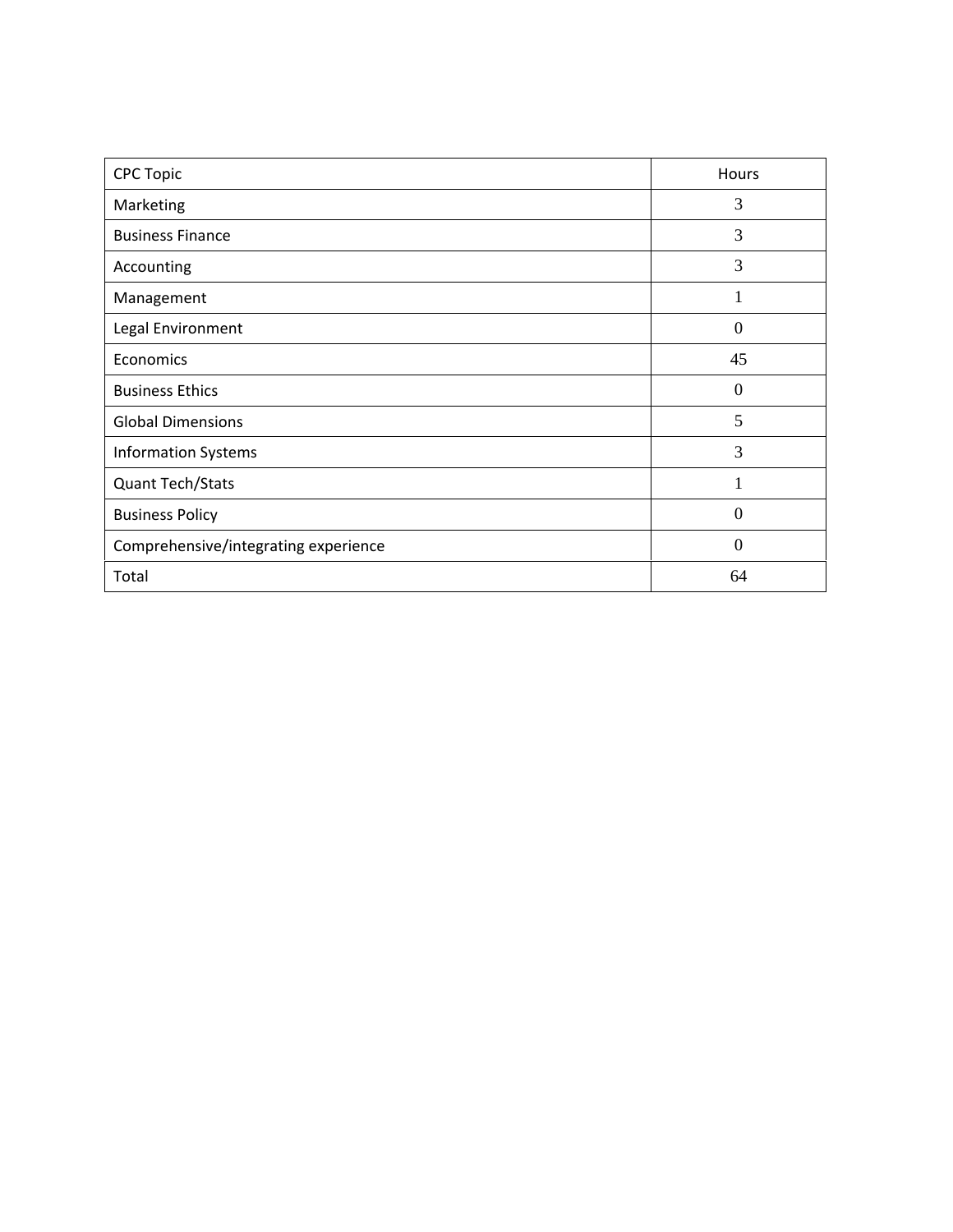| CPC Topic | Hours |
| --- | --- |
| Marketing | 3 |
| Business Finance | 3 |
| Accounting | 3 |
| Management | 1 |
| Legal Environment | 0 |
| Economics | 45 |
| Business Ethics | 0 |
| Global Dimensions | 5 |
| Information Systems | 3 |
| Quant Tech/Stats | 1 |
| Business Policy | 0 |
| Comprehensive/integrating experience | 0 |
| Total | 64 |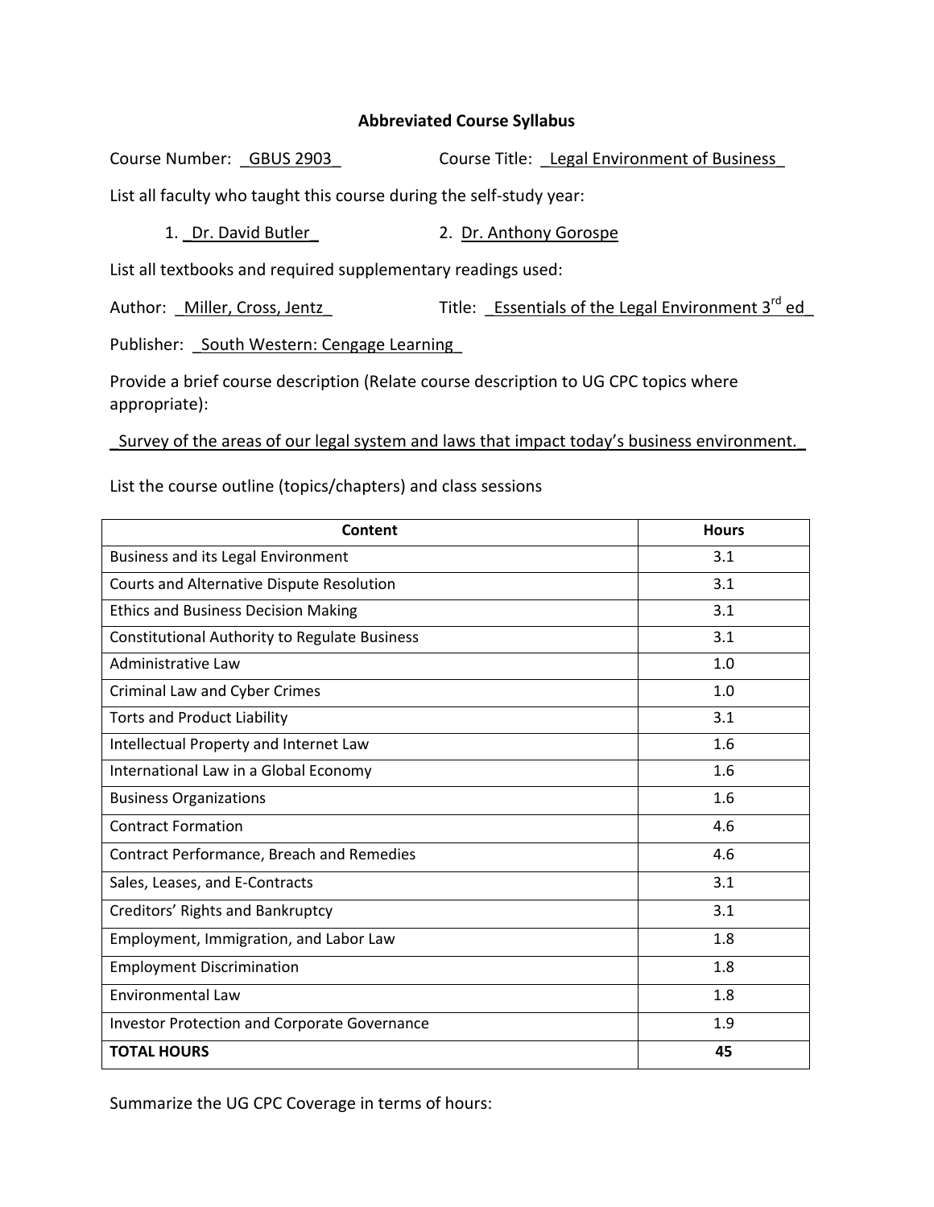**Abbreviated Course Syllabus**

Course Number: GBUS 2903 Course Title: Legal Environment of Business

List all faculty who taught this course during the self-study year:

1. Dr. David Butler 2. Dr. Anthony Gorospe

List all textbooks and required supplementary readings used:

Author: Miller, Cross, Jentz Title: Essentials of the Legal Environment 3rd ed

Publisher: South Western: Cengage Learning

Provide a brief course description (Relate course description to UG CPC topics where appropriate):

Survey of the areas of our legal system and laws that impact today's business environment.

List the course outline (topics/chapters) and class sessions

| Content | Hours |
|---|---|
| Business and its Legal Environment | 3.1 |
| Courts and Alternative Dispute Resolution | 3.1 |
| Ethics and Business Decision Making | 3.1 |
| Constitutional Authority to Regulate Business | 3.1 |
| Administrative Law | 1.0 |
| Criminal Law and Cyber Crimes | 1.0 |
| Torts and Product Liability | 3.1 |
| Intellectual Property and Internet Law | 1.6 |
| International Law in a Global Economy | 1.6 |
| Business Organizations | 1.6 |
| Contract Formation | 4.6 |
| Contract Performance, Breach and Remedies | 4.6 |
| Sales, Leases, and E-Contracts | 3.1 |
| Creditors' Rights and Bankruptcy | 3.1 |
| Employment, Immigration, and Labor Law | 1.8 |
| Employment Discrimination | 1.8 |
| Environmental Law | 1.8 |
| Investor Protection and Corporate Governance | 1.9 |
| **TOTAL HOURS** | **45** |

Summarize the UG CPC Coverage in terms of hours: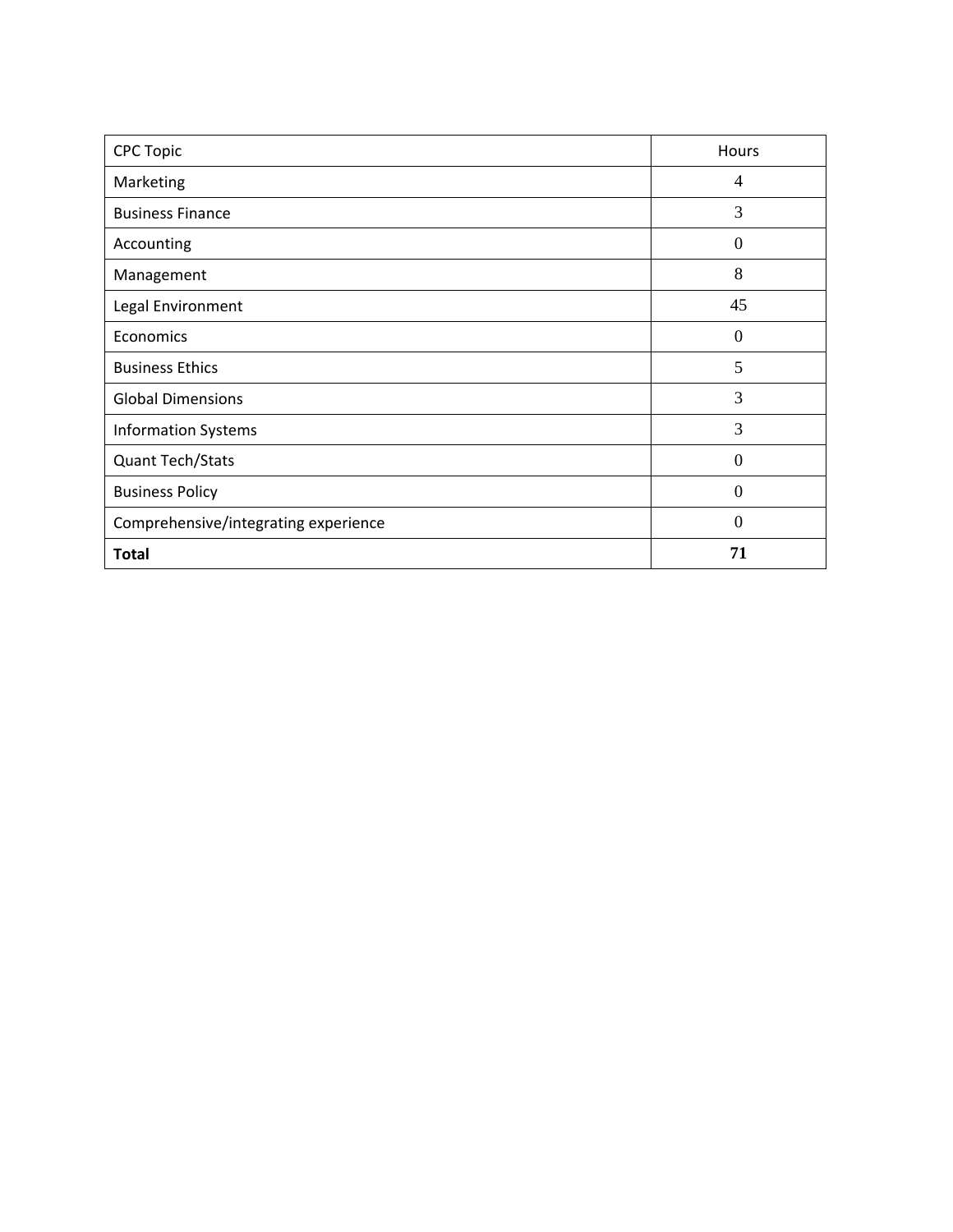| CPC Topic | Hours |
|---|---|
| Marketing | 4 |
| Business Finance | 3 |
| Accounting | 0 |
| Management | 8 |
| Legal Environment | 45 |
| Economics | 0 |
| Business Ethics | 5 |
| Global Dimensions | 3 |
| Information Systems | 3 |
| Quant Tech/Stats | 0 |
| Business Policy | 0 |
| Comprehensive/integrating experience | 0 |
| **Total** | **71** |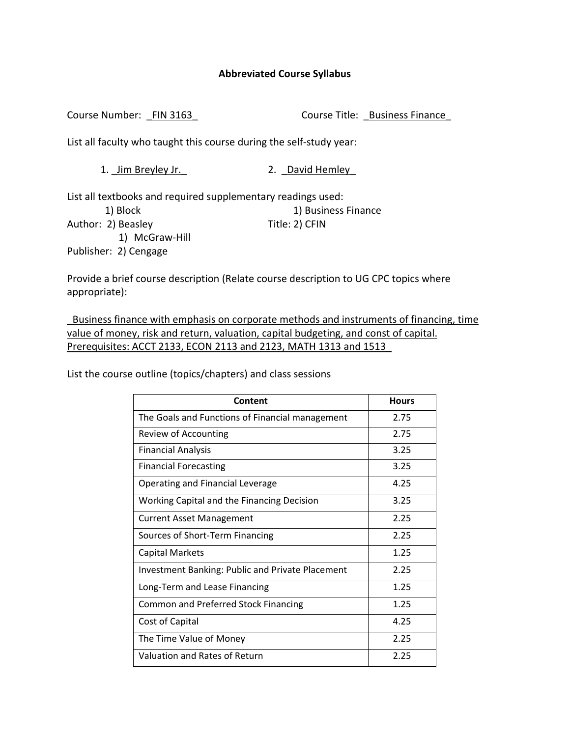**Abbreviated Course Syllabus**

Course Number: _FIN 3163_ Course Title: _Business Finance_

List all faculty who taught this course during the self-study year:

1. _Jim Breyley Jr._ 2. _David Hemley_

List all textbooks and required supplementary readings used:

Author: 1) Block 2) Beasley
Title: 1) Business Finance 2) CFIN
Publisher: 1) McGraw-Hill 2) Cengage

Provide a brief course description (Relate course description to UG CPC topics where appropriate):

_Business finance with emphasis on corporate methods and instruments of financing, time value of money, risk and return, valuation, capital budgeting, and const of capital. Prerequisites: ACCT 2133, ECON 2113 and 2123, MATH 1313 and 1513_

List the course outline (topics/chapters) and class sessions

| Content | Hours |
|---|---|
| The Goals and Functions of Financial management | 2.75 |
| Review of Accounting | 2.75 |
| Financial Analysis | 3.25 |
| Financial Forecasting | 3.25 |
| Operating and Financial Leverage | 4.25 |
| Working Capital and the Financing Decision | 3.25 |
| Current Asset Management | 2.25 |
| Sources of Short-Term Financing | 2.25 |
| Capital Markets | 1.25 |
| Investment Banking: Public and Private Placement | 2.25 |
| Long-Term and Lease Financing | 1.25 |
| Common and Preferred Stock Financing | 1.25 |
| Cost of Capital | 4.25 |
| The Time Value of Money | 2.25 |
| Valuation and Rates of Return | 2.25 |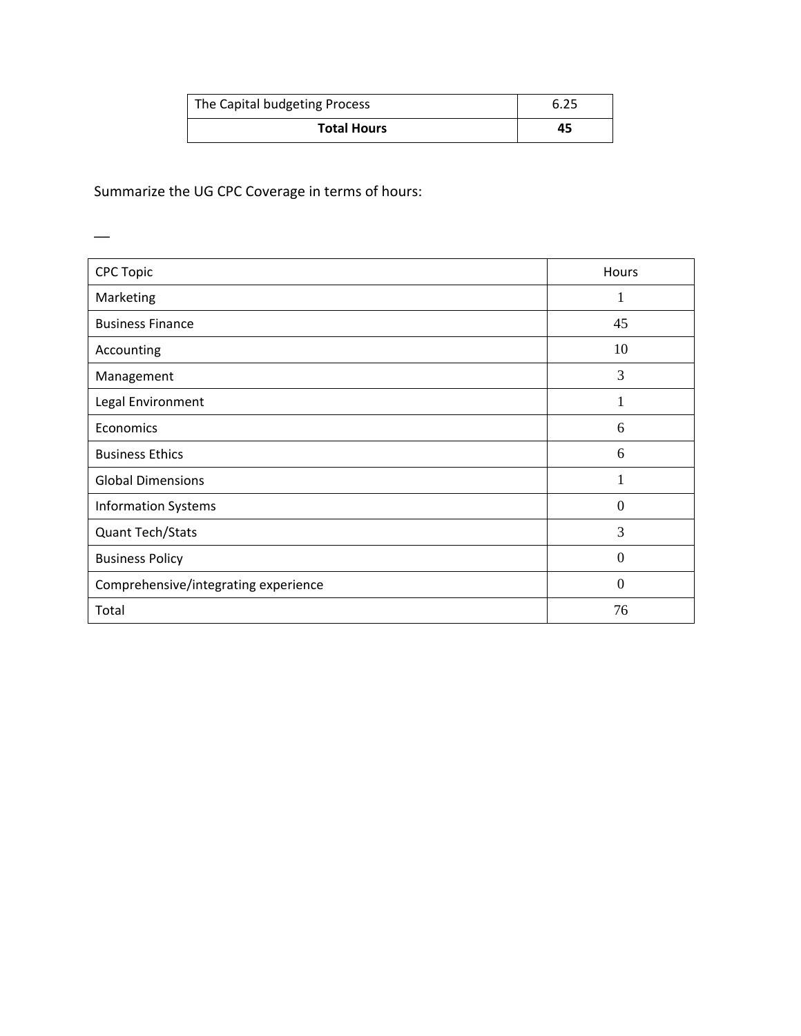| The Capital budgeting Process | 6.25 |
| --- | --- |
| **Total Hours** | **45** |

Summarize the UG CPC Coverage in terms of hours:

__

| CPC Topic | Hours |
| --- | --- |
| Marketing | 1 |
| Business Finance | 45 |
| Accounting | 10 |
| Management | 3 |
| Legal Environment | 1 |
| Economics | 6 |
| Business Ethics | 6 |
| Global Dimensions | 1 |
| Information Systems | 0 |
| Quant Tech/Stats | 3 |
| Business Policy | 0 |
| Comprehensive/integrating experience | 0 |
| Total | 76 |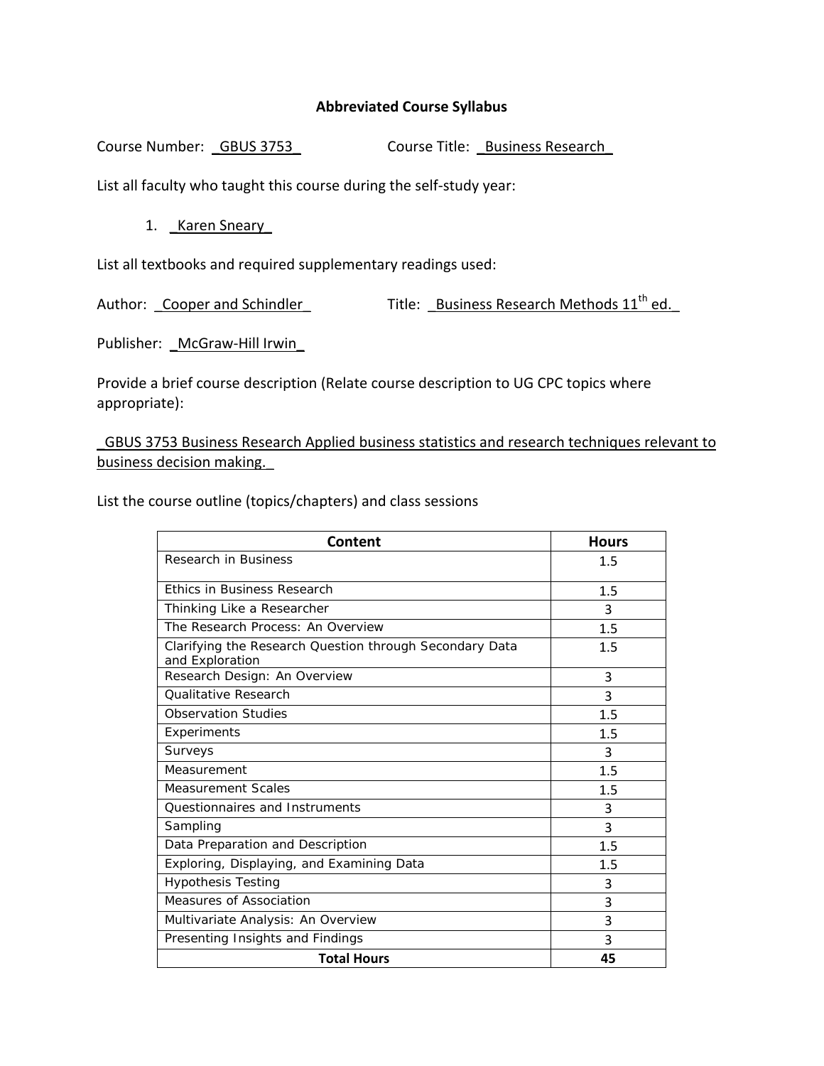**Abbreviated Course Syllabus**

Course Number: _GBUS 3753_ Course Title: _Business Research_

List all faculty who taught this course during the self-study year:

1. _Karen Sneary_

List all textbooks and required supplementary readings used:

Author: _Cooper and Schindler_ Title: _Business Research Methods 11th ed._

Publisher: _McGraw-Hill Irwin_

Provide a brief course description (Relate course description to UG CPC topics where appropriate):

_GBUS 3753 Business Research Applied business statistics and research techniques relevant to business decision making._

List the course outline (topics/chapters) and class sessions

| Content | Hours |
|---|---|
| Research in Business | 1.5 |
| Ethics in Business Research | 1.5 |
| Thinking Like a Researcher | 3 |
| The Research Process: An Overview | 1.5 |
| Clarifying the Research Question through Secondary Data and Exploration | 1.5 |
| Research Design: An Overview | 3 |
| Qualitative Research | 3 |
| Observation Studies | 1.5 |
| Experiments | 1.5 |
| Surveys | 3 |
| Measurement | 1.5 |
| Measurement Scales | 1.5 |
| Questionnaires and Instruments | 3 |
| Sampling | 3 |
| Data Preparation and Description | 1.5 |
| Exploring, Displaying, and Examining Data | 1.5 |
| Hypothesis Testing | 3 |
| Measures of Association | 3 |
| Multivariate Analysis: An Overview | 3 |
| Presenting Insights and Findings | 3 |
| **Total Hours** | **45** |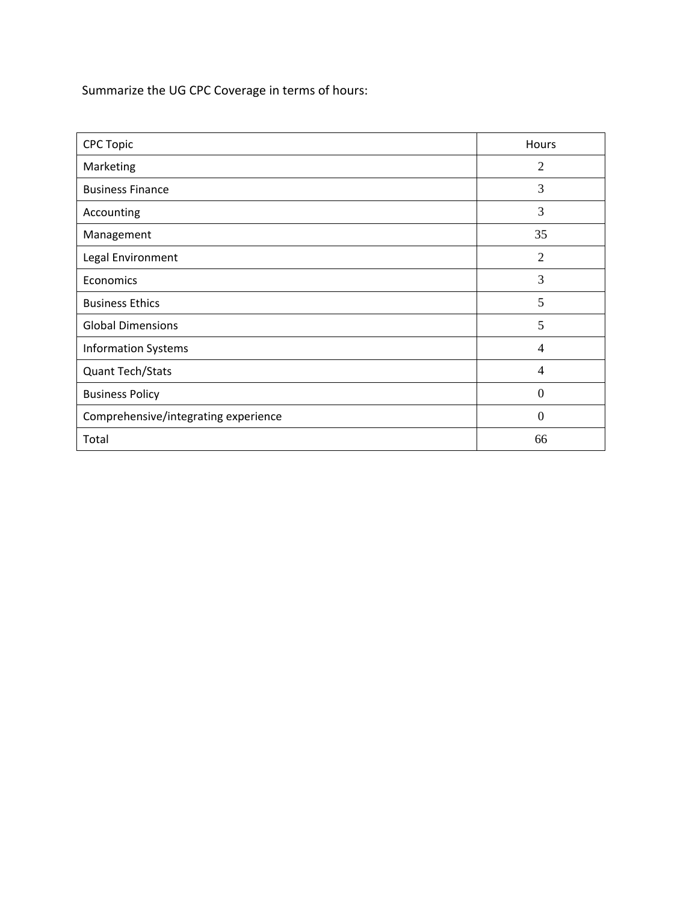Summarize the UG CPC Coverage in terms of hours:

| CPC Topic | Hours |
|---|---|
| Marketing | 2 |
| Business Finance | 3 |
| Accounting | 3 |
| Management | 35 |
| Legal Environment | 2 |
| Economics | 3 |
| Business Ethics | 5 |
| Global Dimensions | 5 |
| Information Systems | 4 |
| Quant Tech/Stats | 4 |
| Business Policy | 0 |
| Comprehensive/integrating experience | 0 |
| Total | 66 |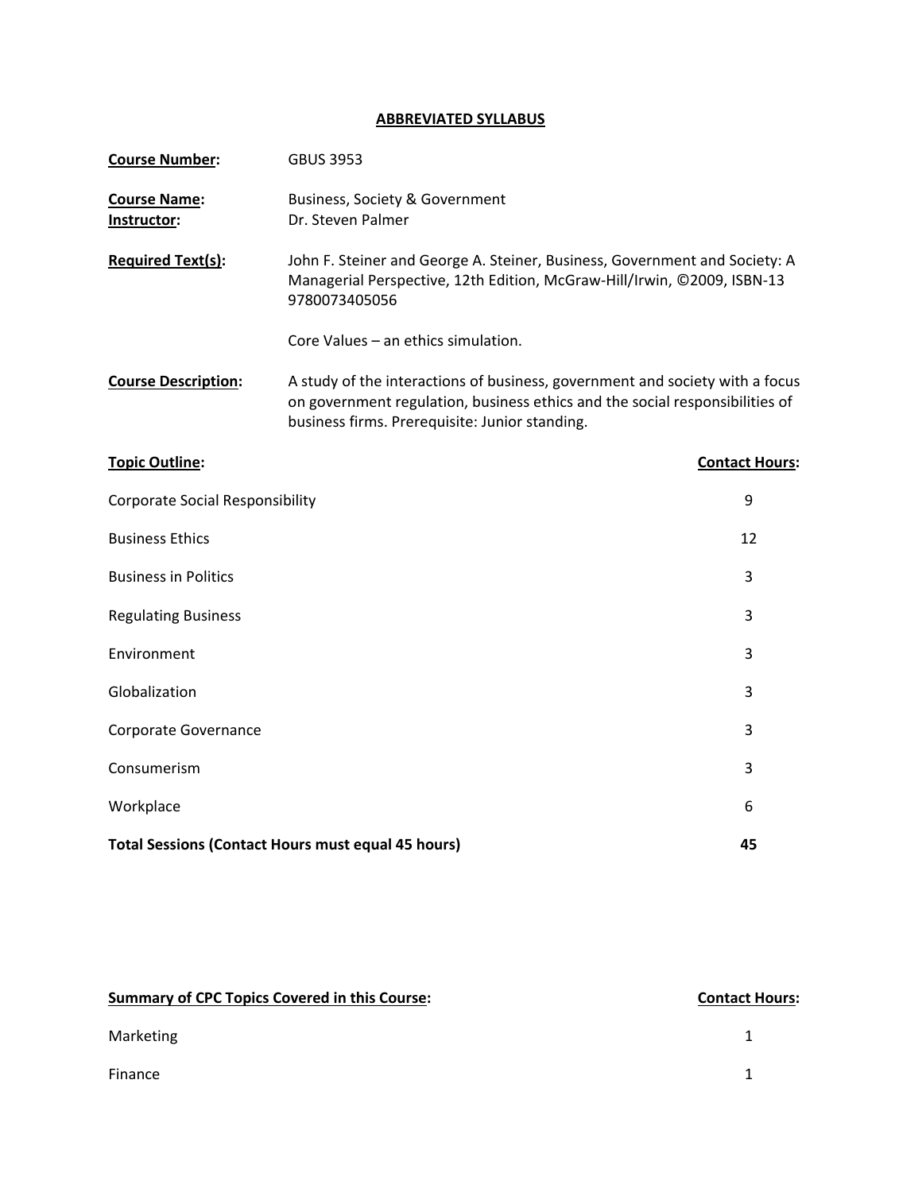## ABBREVIATED SYLLABUS

**Course Number:** GBUS 3953

**Course Name:** Business, Society & Government
**Instructor:** Dr. Steven Palmer

**Required Text(s):** John F. Steiner and George A. Steiner, Business, Government and Society: A Managerial Perspective, 12th Edition, McGraw-Hill/Irwin, ©2009, ISBN-13 9780073405056

Core Values – an ethics simulation.

**Course Description:** A study of the interactions of business, government and society with a focus on government regulation, business ethics and the social responsibilities of business firms. Prerequisite: Junior standing.

| Topic Outline: | Contact Hours: |
|---|---|
| Corporate Social Responsibility | 9 |
| Business Ethics | 12 |
| Business in Politics | 3 |
| Regulating Business | 3 |
| Environment | 3 |
| Globalization | 3 |
| Corporate Governance | 3 |
| Consumerism | 3 |
| Workplace | 6 |
| **Total Sessions (Contact Hours must equal 45 hours)** | **45** |

| Summary of CPC Topics Covered in this Course: | Contact Hours: |
|---|---|
| Marketing | 1 |
| Finance | 1 |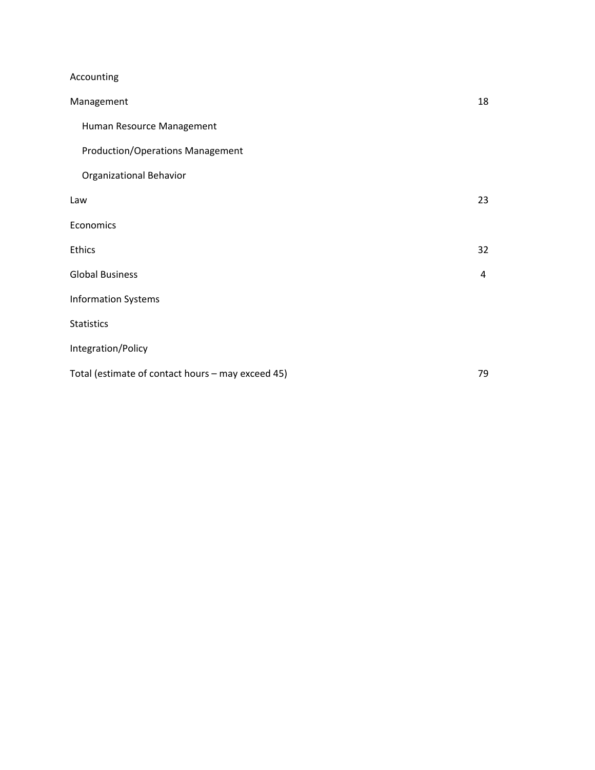| | |
|---|---|
| Accounting | |
| Management | 18 |
| Human Resource Management | |
| Production/Operations Management | |
| Organizational Behavior | |
| Law | 23 |
| Economics | |
| Ethics | 32 |
| Global Business | 4 |
| Information Systems | |
| Statistics | |
| Integration/Policy | |
| Total (estimate of contact hours – may exceed 45) | 79 |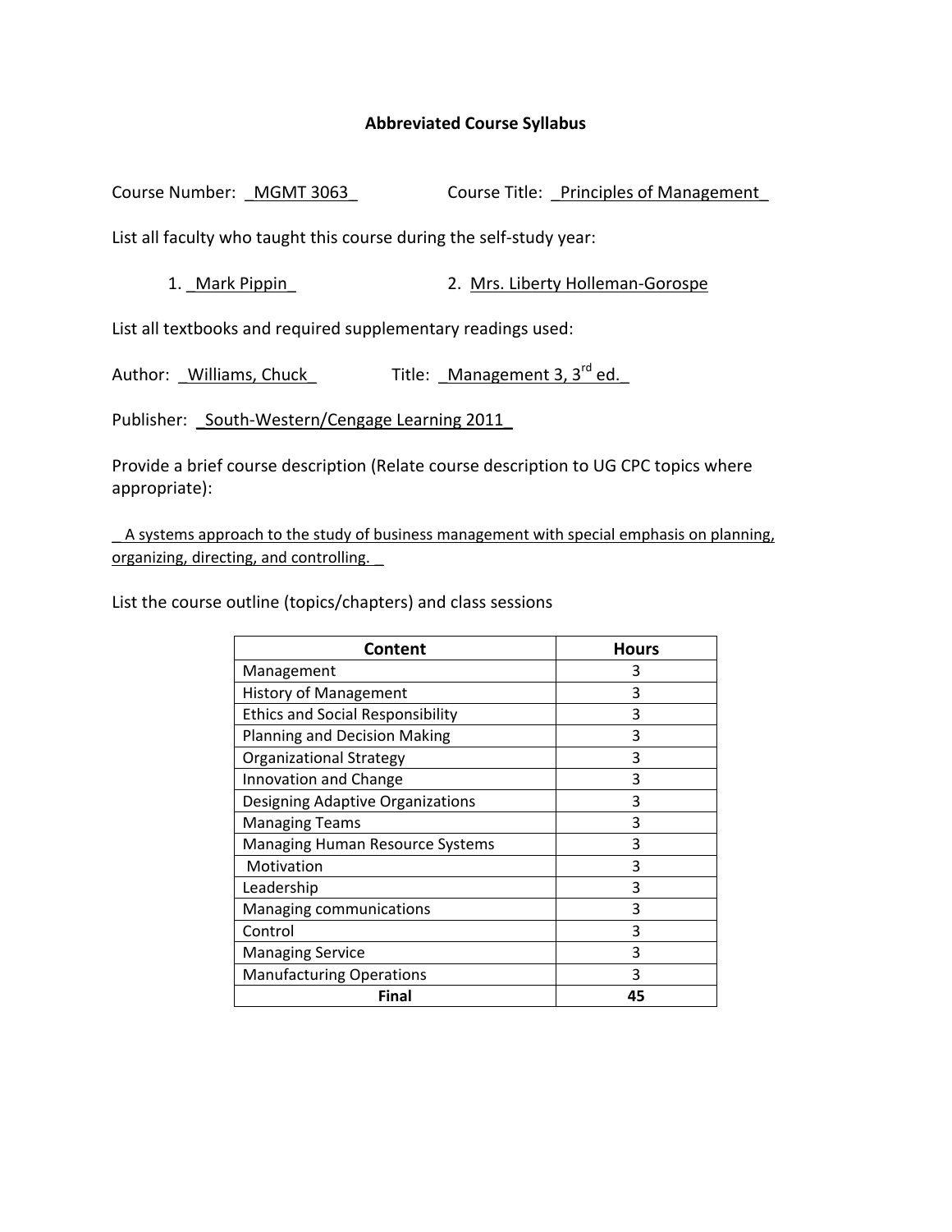## Abbreviated Course Syllabus

Course Number: _MGMT 3063_ Course Title: _Principles of Management_

List all faculty who taught this course during the self-study year:

1. _Mark Pippin_
2. Mrs. Liberty Holleman-Gorospe

List all textbooks and required supplementary readings used:

Author: _Williams, Chuck_ Title: _Management 3, 3rd ed._

Publisher: _South-Western/Cengage Learning 2011_

Provide a brief course description (Relate course description to UG CPC topics where appropriate):

_ A systems approach to the study of business management with special emphasis on planning, organizing, directing, and controlling. _

List the course outline (topics/chapters) and class sessions

| Content | Hours |
|---|---|
| Management | 3 |
| History of Management | 3 |
| Ethics and Social Responsibility | 3 |
| Planning and Decision Making | 3 |
| Organizational Strategy | 3 |
| Innovation and Change | 3 |
| Designing Adaptive Organizations | 3 |
| Managing Teams | 3 |
| Managing Human Resource Systems | 3 |
| Motivation | 3 |
| Leadership | 3 |
| Managing communications | 3 |
| Control | 3 |
| Managing Service | 3 |
| Manufacturing Operations | 3 |
| **Final** | **45** |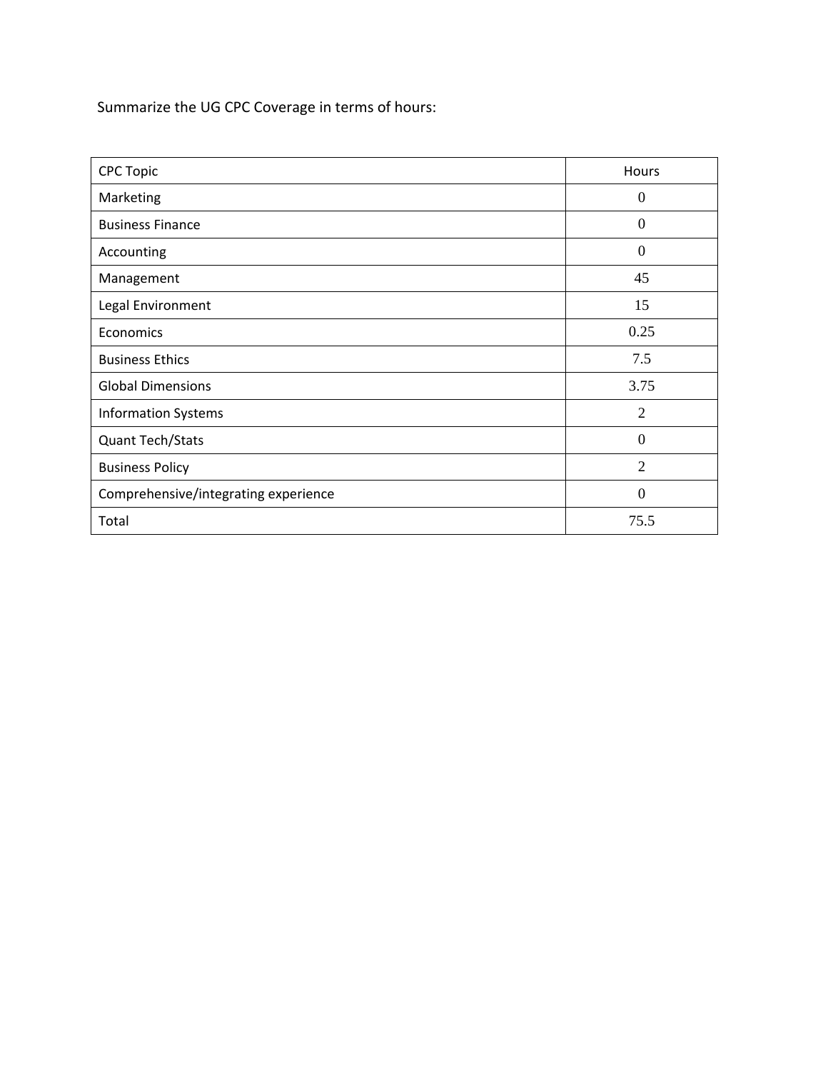Summarize the UG CPC Coverage in terms of hours:

| CPC Topic | Hours |
| --- | --- |
| Marketing | 0 |
| Business Finance | 0 |
| Accounting | 0 |
| Management | 45 |
| Legal Environment | 15 |
| Economics | 0.25 |
| Business Ethics | 7.5 |
| Global Dimensions | 3.75 |
| Information Systems | 2 |
| Quant Tech/Stats | 0 |
| Business Policy | 2 |
| Comprehensive/integrating experience | 0 |
| Total | 75.5 |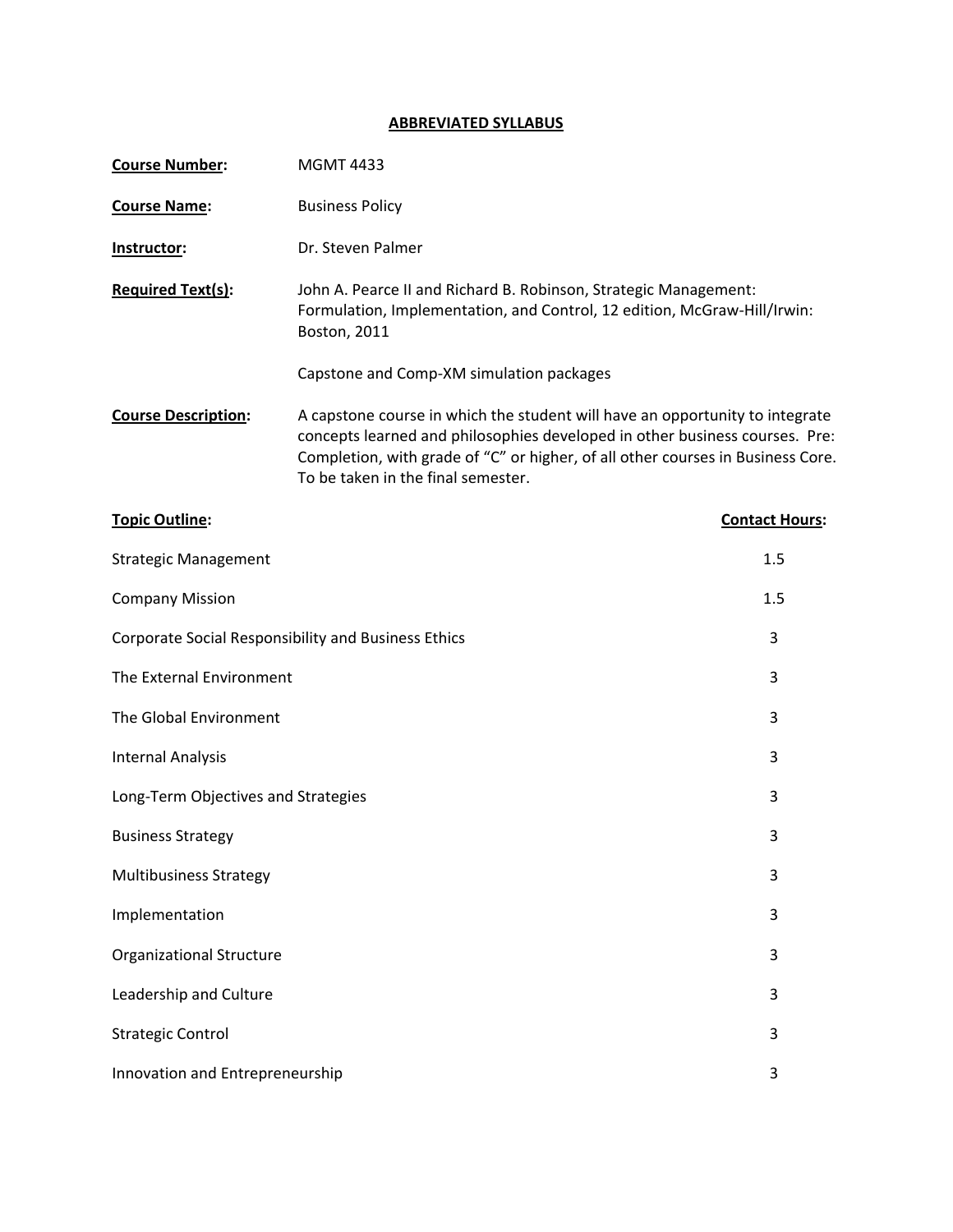# ABBREVIATED SYLLABUS

**Course Number:** MGMT 4433

**Course Name:** Business Policy

**Instructor:** Dr. Steven Palmer

**Required Text(s):** John A. Pearce II and Richard B. Robinson, Strategic Management: Formulation, Implementation, and Control, 12 edition, McGraw-Hill/Irwin: Boston, 2011

Capstone and Comp-XM simulation packages

**Course Description:** A capstone course in which the student will have an opportunity to integrate concepts learned and philosophies developed in other business courses. Pre: Completion, with grade of "C" or higher, of all other courses in Business Core. To be taken in the final semester.

| Topic Outline: | Contact Hours: |
|---|---|
| Strategic Management | 1.5 |
| Company Mission | 1.5 |
| Corporate Social Responsibility and Business Ethics | 3 |
| The External Environment | 3 |
| The Global Environment | 3 |
| Internal Analysis | 3 |
| Long-Term Objectives and Strategies | 3 |
| Business Strategy | 3 |
| Multibusiness Strategy | 3 |
| Implementation | 3 |
| Organizational Structure | 3 |
| Leadership and Culture | 3 |
| Strategic Control | 3 |
| Innovation and Entrepreneurship | 3 |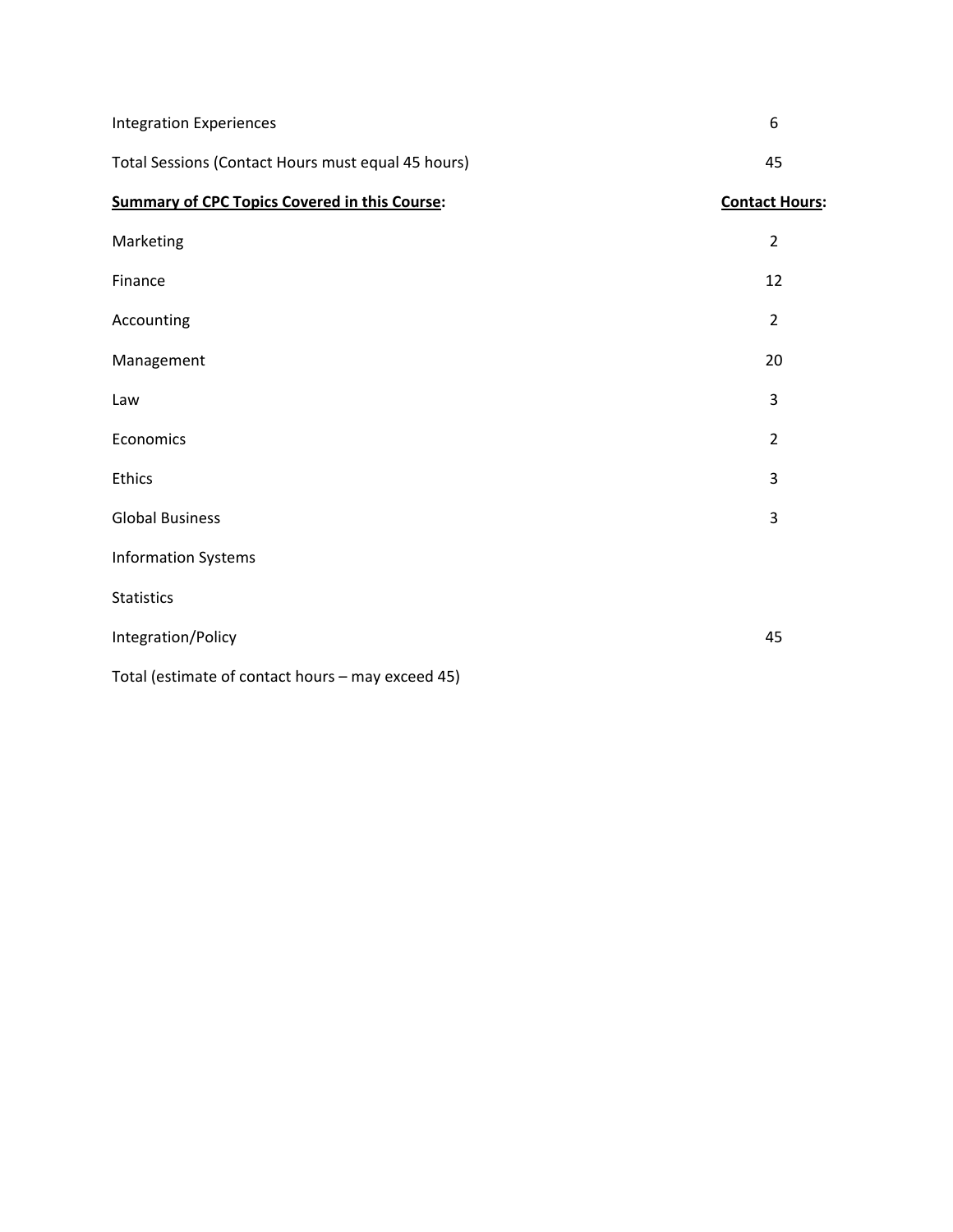| | |
|---|---|
| Integration Experiences | 6 |
| Total Sessions (Contact Hours must equal 45 hours) | 45 |
| **Summary of CPC Topics Covered in this Course:** | **Contact Hours:** |
| Marketing | 2 |
| Finance | 12 |
| Accounting | 2 |
| Management | 20 |
| Law | 3 |
| Economics | 2 |
| Ethics | 3 |
| Global Business | 3 |
| Information Systems | |
| Statistics | |
| Integration/Policy | 45 |
| Total (estimate of contact hours – may exceed 45) | |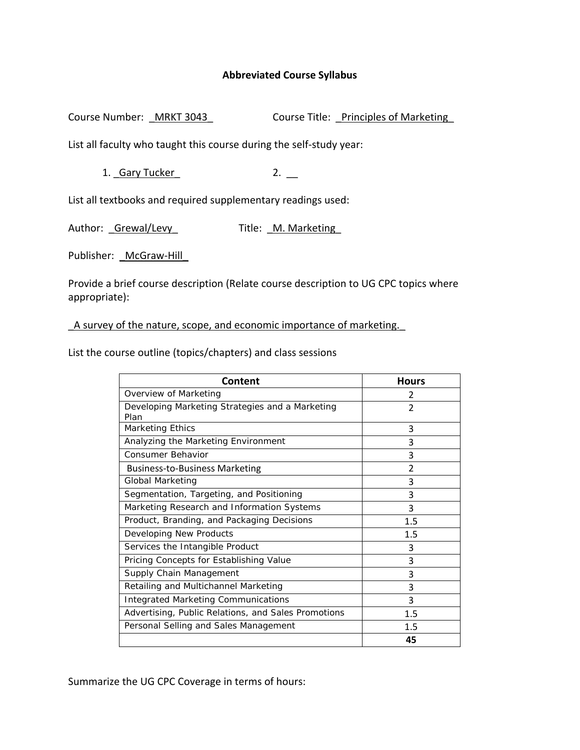# Abbreviated Course Syllabus

Course Number: _MRKT 3043_ Course Title: _Principles of Marketing_

List all faculty who taught this course during the self-study year:

1. _Gary Tucker_ 2. __

List all textbooks and required supplementary readings used:

Author: _Grewal/Levy_ Title: _M. Marketing_

Publisher: _McGraw-Hill_

Provide a brief course description (Relate course description to UG CPC topics where appropriate):

_A survey of the nature, scope, and economic importance of marketing._

List the course outline (topics/chapters) and class sessions

| Content | Hours |
|---|---|
| Overview of Marketing | 2 |
| Developing Marketing Strategies and a Marketing Plan | 2 |
| Marketing Ethics | 3 |
| Analyzing the Marketing Environment | 3 |
| Consumer Behavior | 3 |
| Business-to-Business Marketing | 2 |
| Global Marketing | 3 |
| Segmentation, Targeting, and Positioning | 3 |
| Marketing Research and Information Systems | 3 |
| Product, Branding, and Packaging Decisions | 1.5 |
| Developing New Products | 1.5 |
| Services the Intangible Product | 3 |
| Pricing Concepts for Establishing Value | 3 |
| Supply Chain Management | 3 |
| Retailing and Multichannel Marketing | 3 |
| Integrated Marketing Communications | 3 |
| Advertising, Public Relations, and Sales Promotions | 1.5 |
| Personal Selling and Sales Management | 1.5 |
| | **45** |

Summarize the UG CPC Coverage in terms of hours: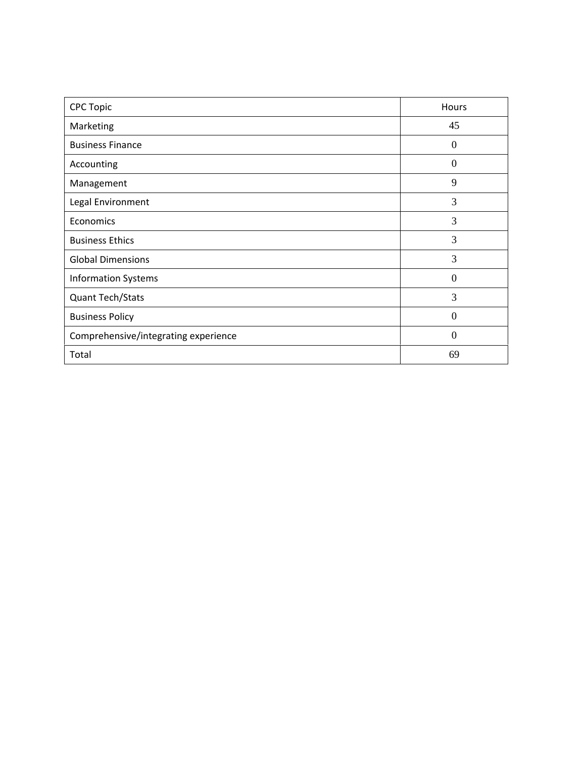| CPC Topic | Hours |
|---|---|
| Marketing | 45 |
| Business Finance | 0 |
| Accounting | 0 |
| Management | 9 |
| Legal Environment | 3 |
| Economics | 3 |
| Business Ethics | 3 |
| Global Dimensions | 3 |
| Information Systems | 0 |
| Quant Tech/Stats | 3 |
| Business Policy | 0 |
| Comprehensive/integrating experience | 0 |
| Total | 69 |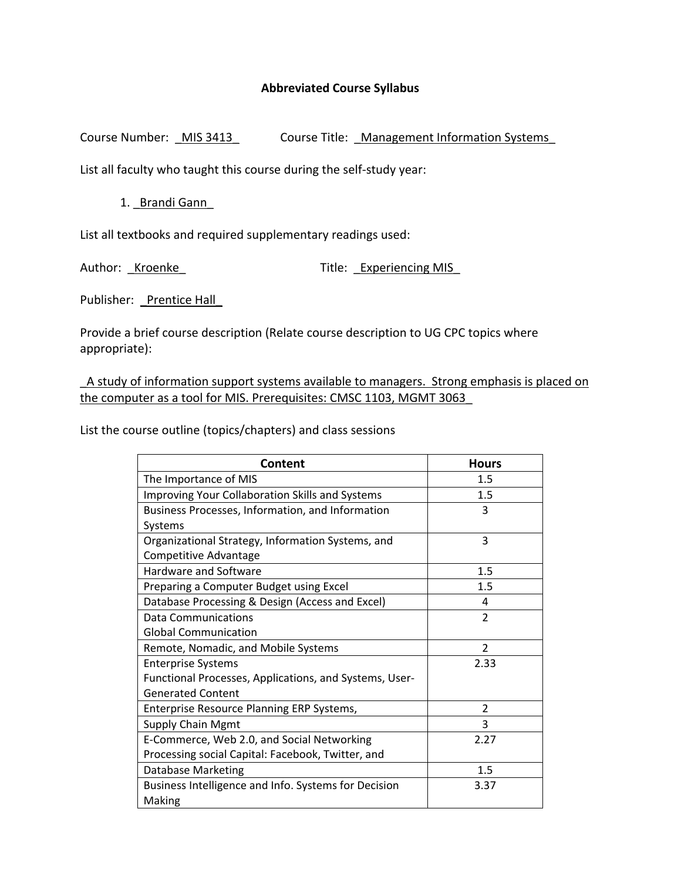# Abbreviated Course Syllabus

Course Number: _MIS 3413_ Course Title: _Management Information Systems_

List all faculty who taught this course during the self-study year:

1. _Brandi Gann_

List all textbooks and required supplementary readings used:

Author: _Kroenke_ Title: _Experiencing MIS_

Publisher: _Prentice Hall_

Provide a brief course description (Relate course description to UG CPC topics where appropriate):

_A study of information support systems available to managers. Strong emphasis is placed on the computer as a tool for MIS. Prerequisites: CMSC 1103, MGMT 3063_

List the course outline (topics/chapters) and class sessions

| Content | Hours |
|---|---|
| The Importance of MIS | 1.5 |
| Improving Your Collaboration Skills and Systems | 1.5 |
| Business Processes, Information, and Information Systems | 3 |
| Organizational Strategy, Information Systems, and Competitive Advantage | 3 |
| Hardware and Software | 1.5 |
| Preparing a Computer Budget using Excel | 1.5 |
| Database Processing & Design (Access and Excel) | 4 |
| Data Communications<br>Global Communication | 2 |
| Remote, Nomadic, and Mobile Systems | 2 |
| Enterprise Systems<br>Functional Processes, Applications, and Systems, User-Generated Content | 2.33 |
| Enterprise Resource Planning ERP Systems, | 2 |
| Supply Chain Mgmt | 3 |
| E-Commerce, Web 2.0, and Social Networking<br>Processing social Capital: Facebook, Twitter, and | 2.27 |
| Database Marketing | 1.5 |
| Business Intelligence and Info. Systems for Decision Making | 3.37 |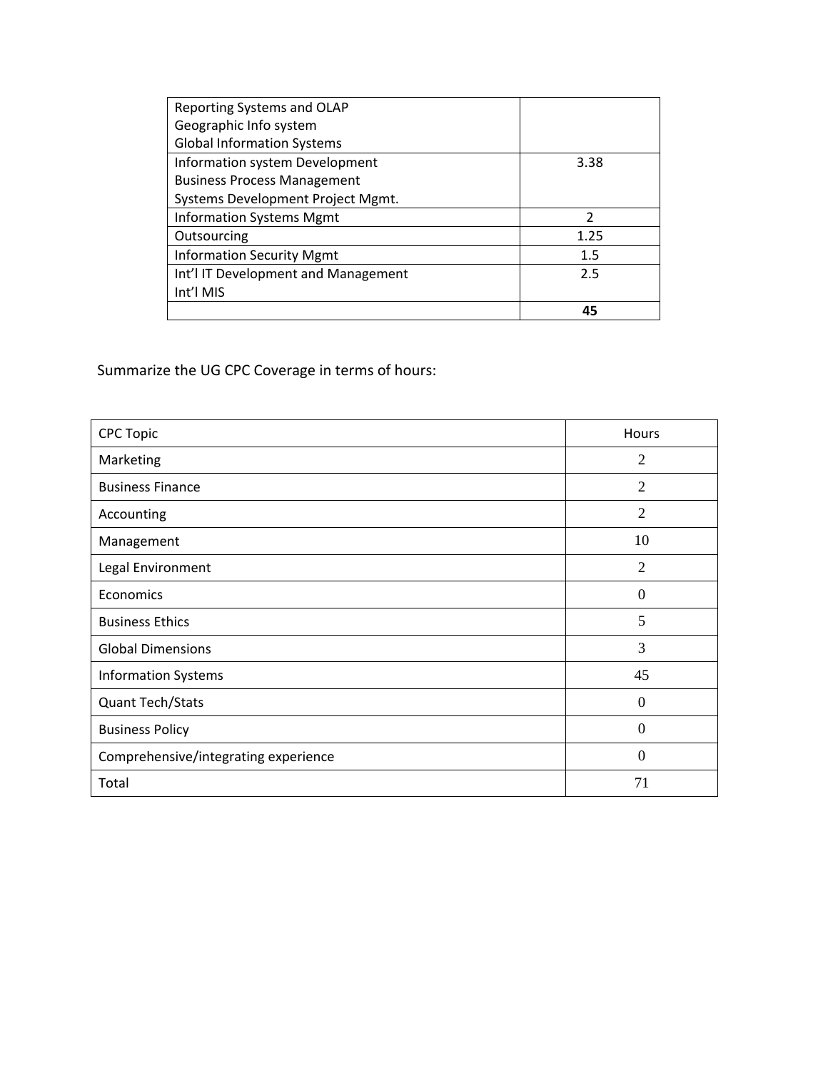| | |
|---|---|
| Reporting Systems and OLAP<br>Geographic Info system<br>Global Information Systems | |
| Information system Development<br>Business Process Management<br>Systems Development Project Mgmt. | 3.38 |
| Information Systems Mgmt | 2 |
| Outsourcing | 1.25 |
| Information Security Mgmt | 1.5 |
| Int'l IT Development and Management<br>Int'l MIS | 2.5 |
| | **45** |

Summarize the UG CPC Coverage in terms of hours:

| CPC Topic | Hours |
|---|---|
| Marketing | 2 |
| Business Finance | 2 |
| Accounting | 2 |
| Management | 10 |
| Legal Environment | 2 |
| Economics | 0 |
| Business Ethics | 5 |
| Global Dimensions | 3 |
| Information Systems | 45 |
| Quant Tech/Stats | 0 |
| Business Policy | 0 |
| Comprehensive/integrating experience | 0 |
| Total | 71 |